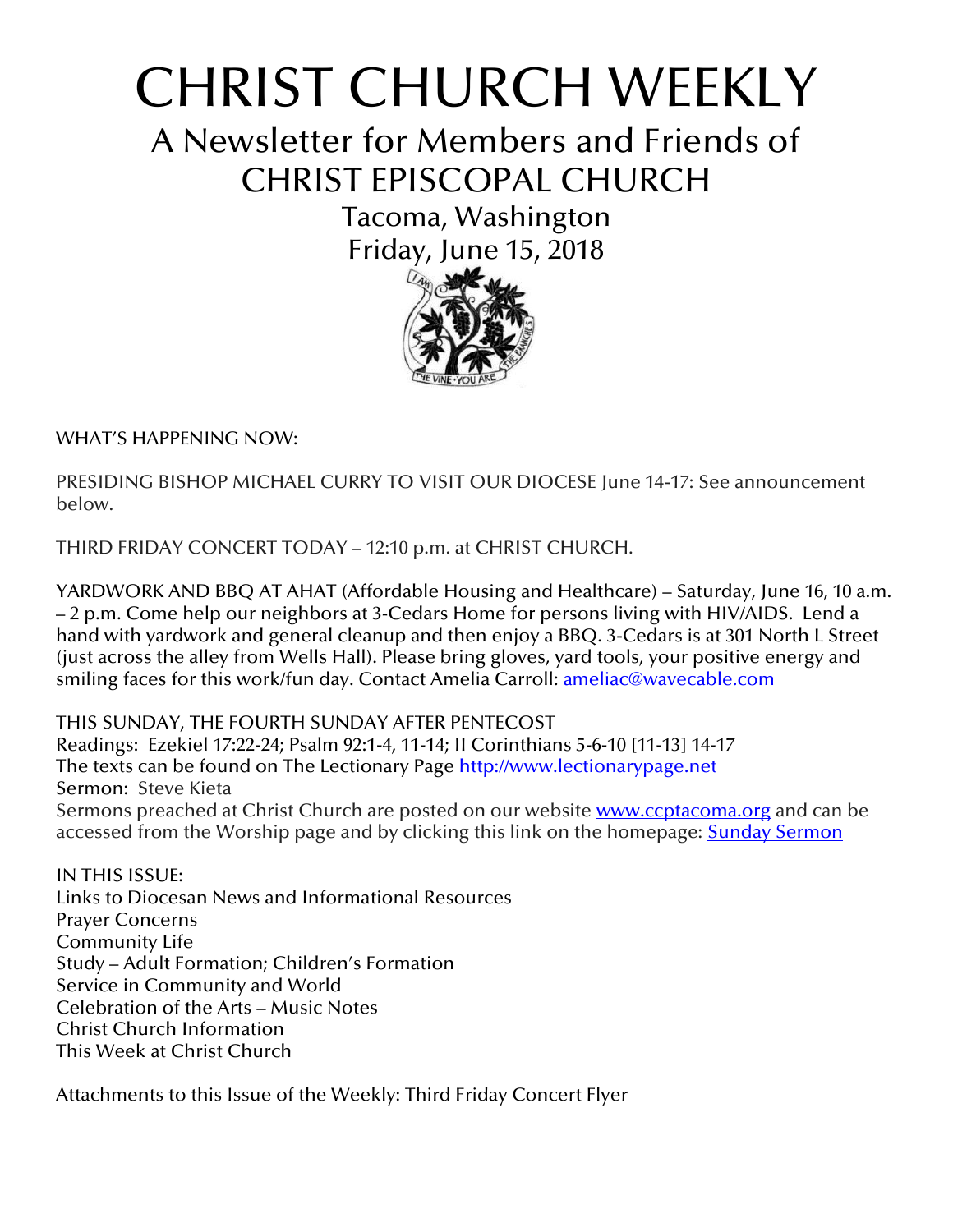# CHRIST CHURCH WEEKLY

## A Newsletter for Members and Friends of CHRIST EPISCOPAL CHURCH

### Tacoma, Washington
### Friday, June 15, 2018

WHAT'S HAPPENING NOW:

PRESIDING BISHOP MICHAEL CURRY TO VISIT OUR DIOCESE June 14-17: See announcement below.

THIRD FRIDAY CONCERT TODAY – 12:10 p.m. at CHRIST CHURCH.

YARDWORK AND BBQ AT AHAT (Affordable Housing and Healthcare) – Saturday, June 16, 10 a.m. – 2 p.m. Come help our neighbors at 3-Cedars Home for persons living with HIV/AIDS. Lend a hand with yardwork and general cleanup and then enjoy a BBQ. 3-Cedars is at 301 North L Street (just across the alley from Wells Hall). Please bring gloves, yard tools, your positive energy and smiling faces for this work/fun day. Contact Amelia Carroll: ameliac@wavecable.com

THIS SUNDAY, THE FOURTH SUNDAY AFTER PENTECOST
Readings: Ezekiel 17:22-24; Psalm 92:1-4, 11-14; II Corinthians 5-6-10 [11-13] 14-17
The texts can be found on The Lectionary Page http://www.lectionarypage.net
Sermon: Steve Kieta
Sermons preached at Christ Church are posted on our website www.ccptacoma.org and can be accessed from the Worship page and by clicking this link on the homepage: Sunday Sermon

IN THIS ISSUE:
Links to Diocesan News and Informational Resources
Prayer Concerns
Community Life
Study – Adult Formation; Children's Formation
Service in Community and World
Celebration of the Arts – Music Notes
Christ Church Information
This Week at Christ Church

Attachments to this Issue of the Weekly: Third Friday Concert Flyer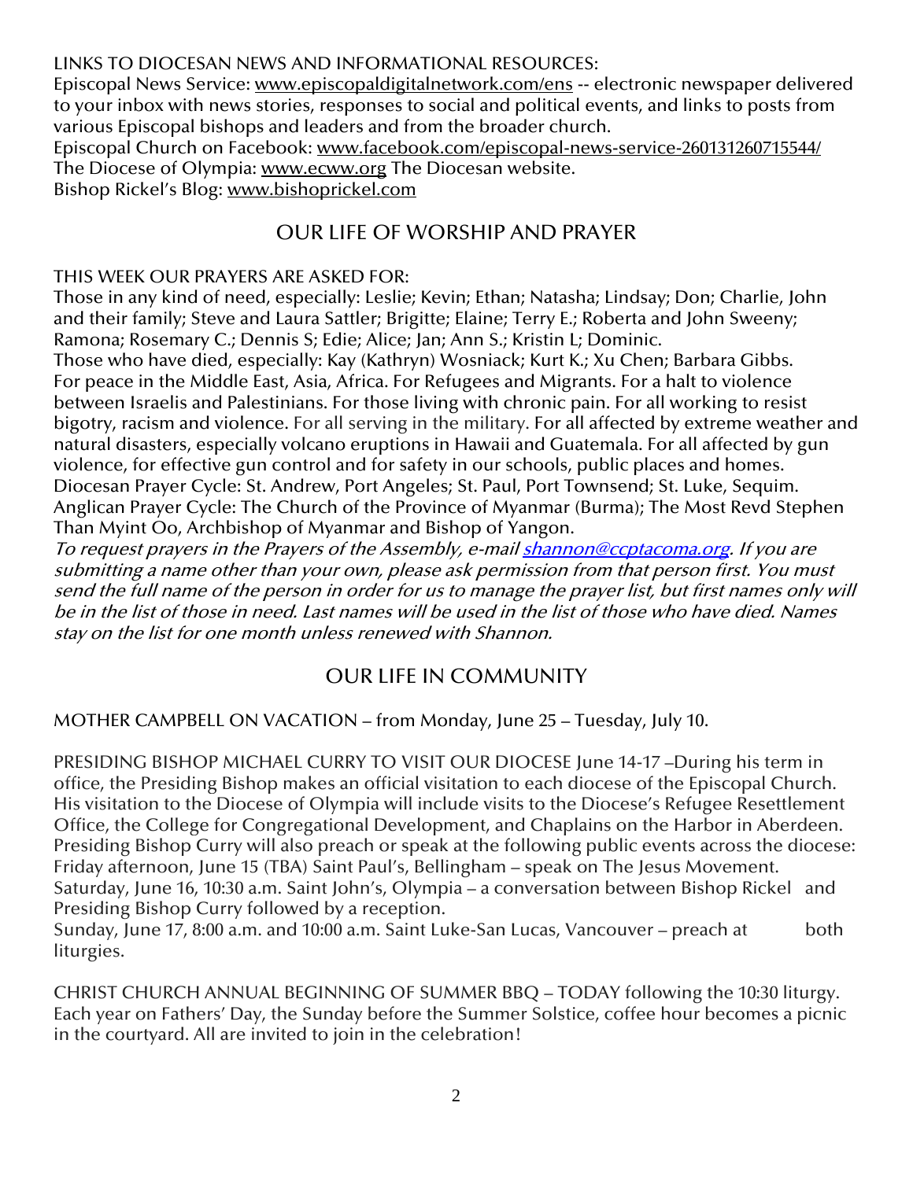LINKS TO DIOCESAN NEWS AND INFORMATIONAL RESOURCES:

Episcopal News Service: www.episcopaldigitalnetwork.com/ens -- electronic newspaper delivered to your inbox with news stories, responses to social and political events, and links to posts from various Episcopal bishops and leaders and from the broader church.

Episcopal Church on Facebook: www.facebook.com/episcopal-news-service-260131260715544/

The Diocese of Olympia: www.ecww.org The Diocesan website.

Bishop Rickel's Blog: www.bishoprickel.com

## OUR LIFE OF WORSHIP AND PRAYER

THIS WEEK OUR PRAYERS ARE ASKED FOR:

Those in any kind of need, especially: Leslie; Kevin; Ethan; Natasha; Lindsay; Don; Charlie, John and their family; Steve and Laura Sattler; Brigitte; Elaine; Terry E.; Roberta and John Sweeny; Ramona; Rosemary C.; Dennis S; Edie; Alice; Jan; Ann S.; Kristin L; Dominic.

Those who have died, especially: Kay (Kathryn) Wosniack; Kurt K.; Xu Chen; Barbara Gibbs.

For peace in the Middle East, Asia, Africa. For Refugees and Migrants. For a halt to violence between Israelis and Palestinians. For those living with chronic pain. For all working to resist bigotry, racism and violence. For all serving in the military. For all affected by extreme weather and natural disasters, especially volcano eruptions in Hawaii and Guatemala. For all affected by gun violence, for effective gun control and for safety in our schools, public places and homes.

Diocesan Prayer Cycle: St. Andrew, Port Angeles; St. Paul, Port Townsend; St. Luke, Sequim.

Anglican Prayer Cycle: The Church of the Province of Myanmar (Burma); The Most Revd Stephen Than Myint Oo, Archbishop of Myanmar and Bishop of Yangon.

*To request prayers in the Prayers of the Assembly, e-mail shannon@ccptacoma.org. If you are submitting a name other than your own, please ask permission from that person first. You must send the full name of the person in order for us to manage the prayer list, but first names only will be in the list of those in need. Last names will be used in the list of those who have died. Names stay on the list for one month unless renewed with Shannon.*

## OUR LIFE IN COMMUNITY

MOTHER CAMPBELL ON VACATION – from Monday, June 25 – Tuesday, July 10.

PRESIDING BISHOP MICHAEL CURRY TO VISIT OUR DIOCESE June 14-17 –During his term in office, the Presiding Bishop makes an official visitation to each diocese of the Episcopal Church. His visitation to the Diocese of Olympia will include visits to the Diocese's Refugee Resettlement Office, the College for Congregational Development, and Chaplains on the Harbor in Aberdeen. Presiding Bishop Curry will also preach or speak at the following public events across the diocese:

Friday afternoon, June 15 (TBA) Saint Paul's, Bellingham – speak on The Jesus Movement.

Saturday, June 16, 10:30 a.m. Saint John's, Olympia – a conversation between Bishop Rickel and Presiding Bishop Curry followed by a reception.

Sunday, June 17, 8:00 a.m. and 10:00 a.m. Saint Luke-San Lucas, Vancouver – preach at both liturgies.

CHRIST CHURCH ANNUAL BEGINNING OF SUMMER BBQ – TODAY following the 10:30 liturgy. Each year on Fathers' Day, the Sunday before the Summer Solstice, coffee hour becomes a picnic in the courtyard. All are invited to join in the celebration!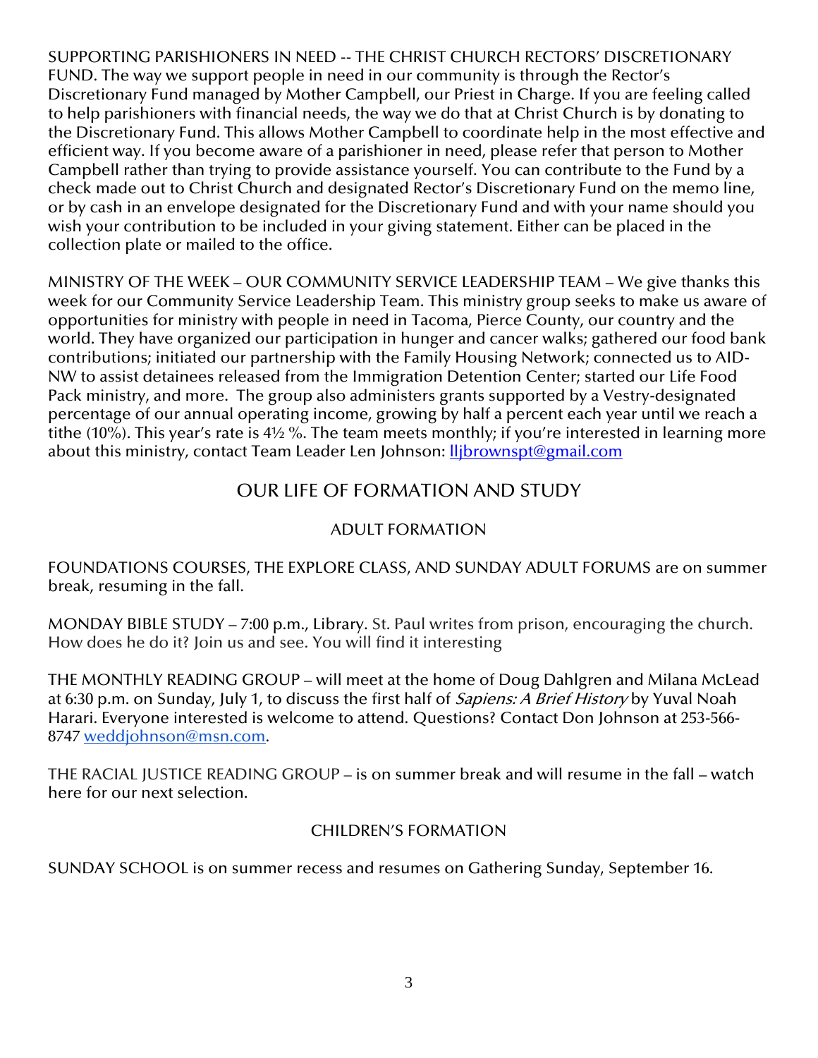SUPPORTING PARISHIONERS IN NEED -- THE CHRIST CHURCH RECTORS' DISCRETIONARY FUND. The way we support people in need in our community is through the Rector's Discretionary Fund managed by Mother Campbell, our Priest in Charge. If you are feeling called to help parishioners with financial needs, the way we do that at Christ Church is by donating to the Discretionary Fund. This allows Mother Campbell to coordinate help in the most effective and efficient way. If you become aware of a parishioner in need, please refer that person to Mother Campbell rather than trying to provide assistance yourself. You can contribute to the Fund by a check made out to Christ Church and designated Rector's Discretionary Fund on the memo line, or by cash in an envelope designated for the Discretionary Fund and with your name should you wish your contribution to be included in your giving statement. Either can be placed in the collection plate or mailed to the office.

MINISTRY OF THE WEEK – OUR COMMUNITY SERVICE LEADERSHIP TEAM – We give thanks this week for our Community Service Leadership Team. This ministry group seeks to make us aware of opportunities for ministry with people in need in Tacoma, Pierce County, our country and the world. They have organized our participation in hunger and cancer walks; gathered our food bank contributions; initiated our partnership with the Family Housing Network; connected us to AID-NW to assist detainees released from the Immigration Detention Center; started our Life Food Pack ministry, and more. The group also administers grants supported by a Vestry-designated percentage of our annual operating income, growing by half a percent each year until we reach a tithe (10%). This year's rate is 4½ %. The team meets monthly; if you're interested in learning more about this ministry, contact Team Leader Len Johnson: lljbrownspt@gmail.com

## OUR LIFE OF FORMATION AND STUDY

### ADULT FORMATION

FOUNDATIONS COURSES, THE EXPLORE CLASS, AND SUNDAY ADULT FORUMS are on summer break, resuming in the fall.

MONDAY BIBLE STUDY – 7:00 p.m., Library. St. Paul writes from prison, encouraging the church. How does he do it? Join us and see. You will find it interesting

THE MONTHLY READING GROUP – will meet at the home of Doug Dahlgren and Milana McLead at 6:30 p.m. on Sunday, July 1, to discuss the first half of *Sapiens: A Brief History* by Yuval Noah Harari. Everyone interested is welcome to attend. Questions? Contact Don Johnson at 253-566-8747 weddjohnson@msn.com.

THE RACIAL JUSTICE READING GROUP – is on summer break and will resume in the fall – watch here for our next selection.

### CHILDREN'S FORMATION

SUNDAY SCHOOL is on summer recess and resumes on Gathering Sunday, September 16.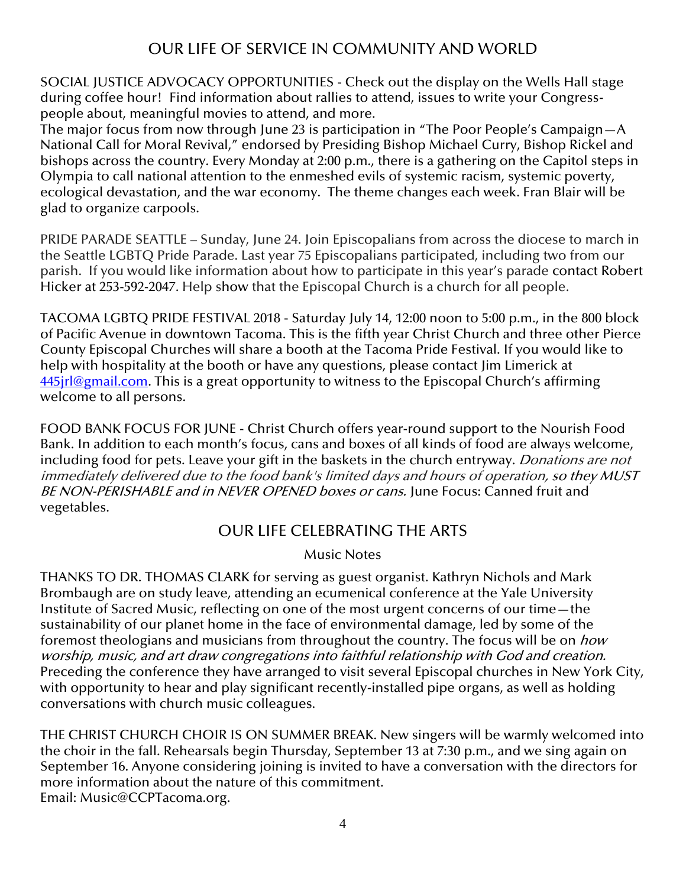## OUR LIFE OF SERVICE IN COMMUNITY AND WORLD

SOCIAL JUSTICE ADVOCACY OPPORTUNITIES - Check out the display on the Wells Hall stage during coffee hour! Find information about rallies to attend, issues to write your Congress-people about, meaningful movies to attend, and more.
The major focus from now through June 23 is participation in "The Poor People's Campaign—A National Call for Moral Revival," endorsed by Presiding Bishop Michael Curry, Bishop Rickel and bishops across the country. Every Monday at 2:00 p.m., there is a gathering on the Capitol steps in Olympia to call national attention to the enmeshed evils of systemic racism, systemic poverty, ecological devastation, and the war economy. The theme changes each week. Fran Blair will be glad to organize carpools.

PRIDE PARADE SEATTLE – Sunday, June 24. Join Episcopalians from across the diocese to march in the Seattle LGBTQ Pride Parade. Last year 75 Episcopalians participated, including two from our parish. If you would like information about how to participate in this year's parade contact Robert Hicker at 253-592-2047. Help show that the Episcopal Church is a church for all people.

TACOMA LGBTQ PRIDE FESTIVAL 2018 - Saturday July 14, 12:00 noon to 5:00 p.m., in the 800 block of Pacific Avenue in downtown Tacoma. This is the fifth year Christ Church and three other Pierce County Episcopal Churches will share a booth at the Tacoma Pride Festival. If you would like to help with hospitality at the booth or have any questions, please contact Jim Limerick at 445jrl@gmail.com. This is a great opportunity to witness to the Episcopal Church's affirming welcome to all persons.

FOOD BANK FOCUS FOR JUNE - Christ Church offers year-round support to the Nourish Food Bank. In addition to each month's focus, cans and boxes of all kinds of food are always welcome, including food for pets. Leave your gift in the baskets in the church entryway. *Donations are not immediately delivered due to the food bank's limited days and hours of operation, so they MUST BE NON-PERISHABLE and in NEVER OPENED boxes or cans.* June Focus: Canned fruit and vegetables.

## OUR LIFE CELEBRATING THE ARTS

### Music Notes

THANKS TO DR. THOMAS CLARK for serving as guest organist. Kathryn Nichols and Mark Brombaugh are on study leave, attending an ecumenical conference at the Yale University Institute of Sacred Music, reflecting on one of the most urgent concerns of our time—the sustainability of our planet home in the face of environmental damage, led by some of the foremost theologians and musicians from throughout the country. The focus will be on *how worship, music, and art draw congregations into faithful relationship with God and creation.* Preceding the conference they have arranged to visit several Episcopal churches in New York City, with opportunity to hear and play significant recently-installed pipe organs, as well as holding conversations with church music colleagues.

THE CHRIST CHURCH CHOIR IS ON SUMMER BREAK. New singers will be warmly welcomed into the choir in the fall. Rehearsals begin Thursday, September 13 at 7:30 p.m., and we sing again on September 16. Anyone considering joining is invited to have a conversation with the directors for more information about the nature of this commitment.
Email: Music@CCPTacoma.org.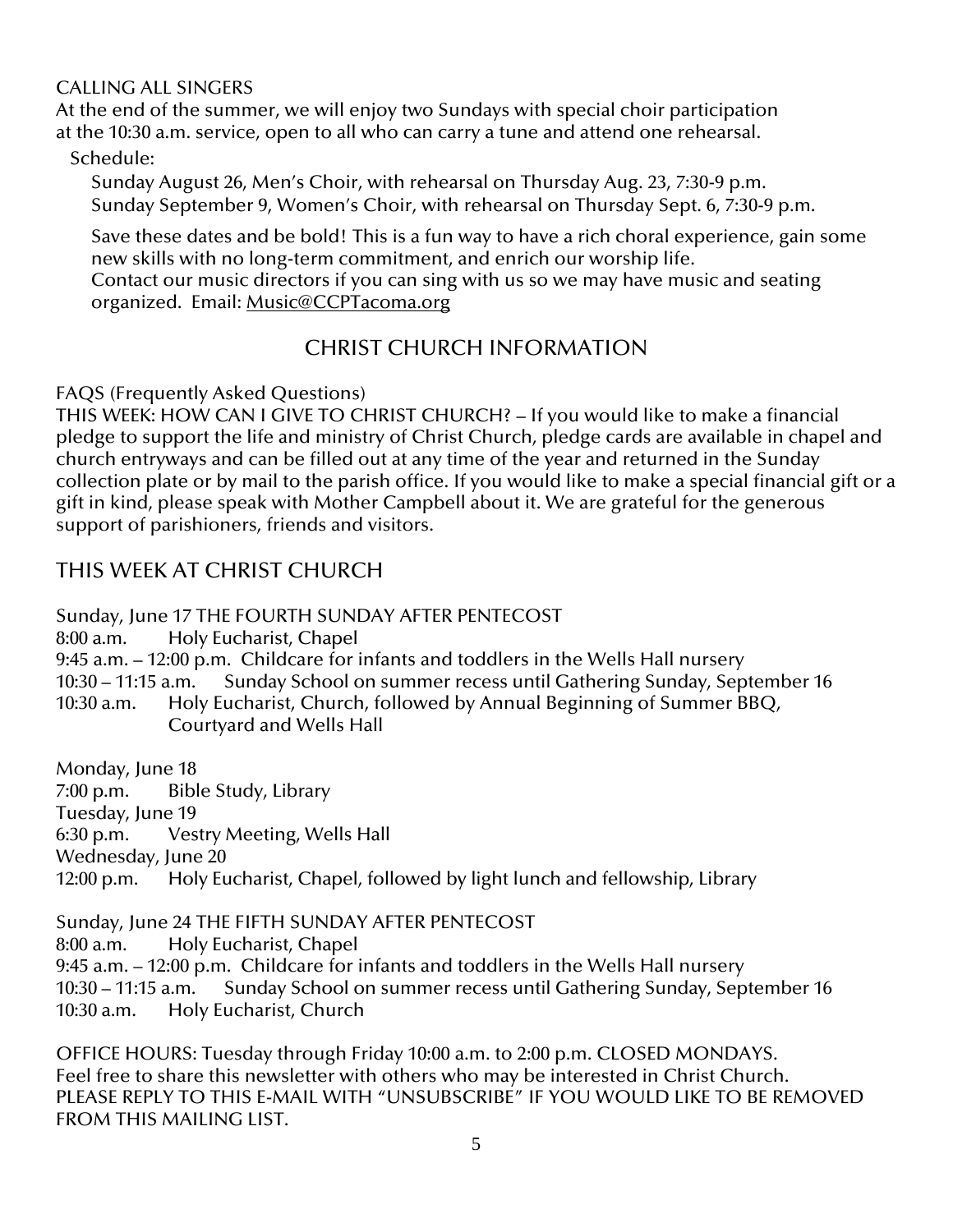CALLING ALL SINGERS

At the end of the summer, we will enjoy two Sundays with special choir participation at the 10:30 a.m. service, open to all who can carry a tune and attend one rehearsal.

Schedule:

Sunday August 26, Men's Choir, with rehearsal on Thursday Aug. 23, 7:30-9 p.m.
Sunday September 9, Women's Choir, with rehearsal on Thursday Sept. 6, 7:30-9 p.m.

Save these dates and be bold! This is a fun way to have a rich choral experience, gain some new skills with no long-term commitment, and enrich our worship life.
Contact our music directors if you can sing with us so we may have music and seating organized. Email: Music@CCPTacoma.org

## CHRIST CHURCH INFORMATION

FAQS (Frequently Asked Questions)

THIS WEEK: HOW CAN I GIVE TO CHRIST CHURCH? – If you would like to make a financial pledge to support the life and ministry of Christ Church, pledge cards are available in chapel and church entryways and can be filled out at any time of the year and returned in the Sunday collection plate or by mail to the parish office. If you would like to make a special financial gift or a gift in kind, please speak with Mother Campbell about it. We are grateful for the generous support of parishioners, friends and visitors.

## THIS WEEK AT CHRIST CHURCH

Sunday, June 17 THE FOURTH SUNDAY AFTER PENTECOST
8:00 a.m. Holy Eucharist, Chapel
9:45 a.m. – 12:00 p.m. Childcare for infants and toddlers in the Wells Hall nursery
10:30 – 11:15 a.m. Sunday School on summer recess until Gathering Sunday, September 16
10:30 a.m. Holy Eucharist, Church, followed by Annual Beginning of Summer BBQ, Courtyard and Wells Hall

Monday, June 18
7:00 p.m. Bible Study, Library
Tuesday, June 19
6:30 p.m. Vestry Meeting, Wells Hall
Wednesday, June 20
12:00 p.m. Holy Eucharist, Chapel, followed by light lunch and fellowship, Library

Sunday, June 24 THE FIFTH SUNDAY AFTER PENTECOST
8:00 a.m. Holy Eucharist, Chapel
9:45 a.m. – 12:00 p.m. Childcare for infants and toddlers in the Wells Hall nursery
10:30 – 11:15 a.m. Sunday School on summer recess until Gathering Sunday, September 16
10:30 a.m. Holy Eucharist, Church

OFFICE HOURS: Tuesday through Friday 10:00 a.m. to 2:00 p.m. CLOSED MONDAYS.
Feel free to share this newsletter with others who may be interested in Christ Church.
PLEASE REPLY TO THIS E-MAIL WITH "UNSUBSCRIBE" IF YOU WOULD LIKE TO BE REMOVED FROM THIS MAILING LIST.